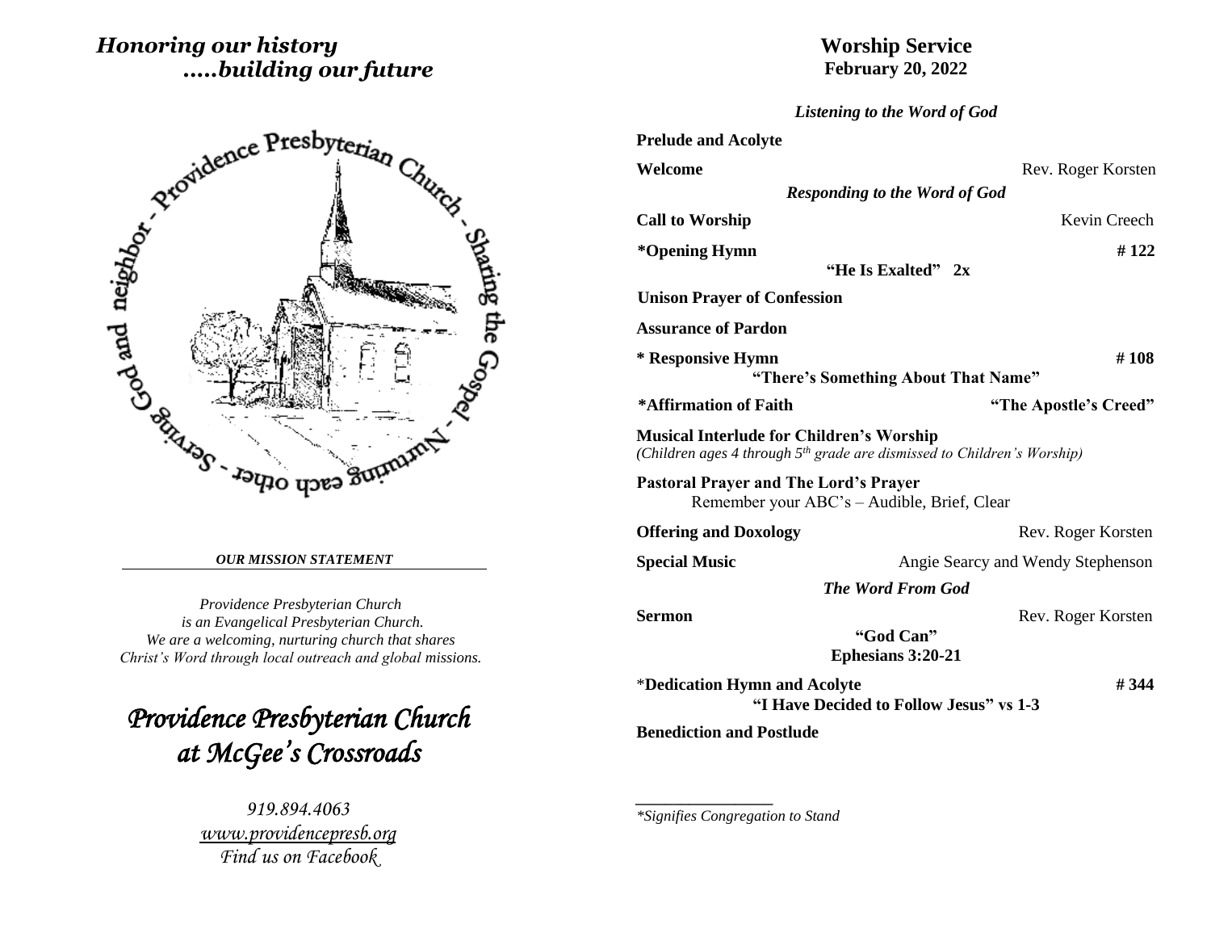*Honoring our history*
*.....building our future*

Providence Presbyterian Church - Sharing the Gospel - Nurturing each other - Serving God and neighbor

***OUR MISSION STATEMENT***

*Providence Presbyterian Church*
*is an Evangelical Presbyterian Church.*
*We are a welcoming, nurturing church that shares*
*Christ's Word through local outreach and global missions.*

# *Providence Presbyterian Church at McGee's Crossroads*

*919.894.4063*
*www.providencepresb.org*
*Find us on Facebook*

## Worship Service
**February 20, 2022**

***Listening to the Word of God***

**Prelude and Acolyte**

**Welcome** — Rev. Roger Korsten

***Responding to the Word of God***

**Call to Worship** — Kevin Creech

**\*Opening Hymn** — **# 122**
**"He Is Exalted" 2x**

**Unison Prayer of Confession**

**Assurance of Pardon**

**\* Responsive Hymn** — **# 108**
**"There's Something About That Name"**

**\*Affirmation of Faith** — **"The Apostle's Creed"**

**Musical Interlude for Children's Worship**
*(Children ages 4 through 5th grade are dismissed to Children's Worship)*

**Pastoral Prayer and The Lord's Prayer**
Remember your ABC's – Audible, Brief, Clear

**Offering and Doxology** — Rev. Roger Korsten

**Special Music** — Angie Searcy and Wendy Stephenson

***The Word From God***

**Sermon** — Rev. Roger Korsten
**"God Can"**
**Ephesians 3:20-21**

\***Dedication Hymn and Acolyte** — **# 344**
**"I Have Decided to Follow Jesus" vs 1-3**

**Benediction and Postlude**

---

*\*Signifies Congregation to Stand*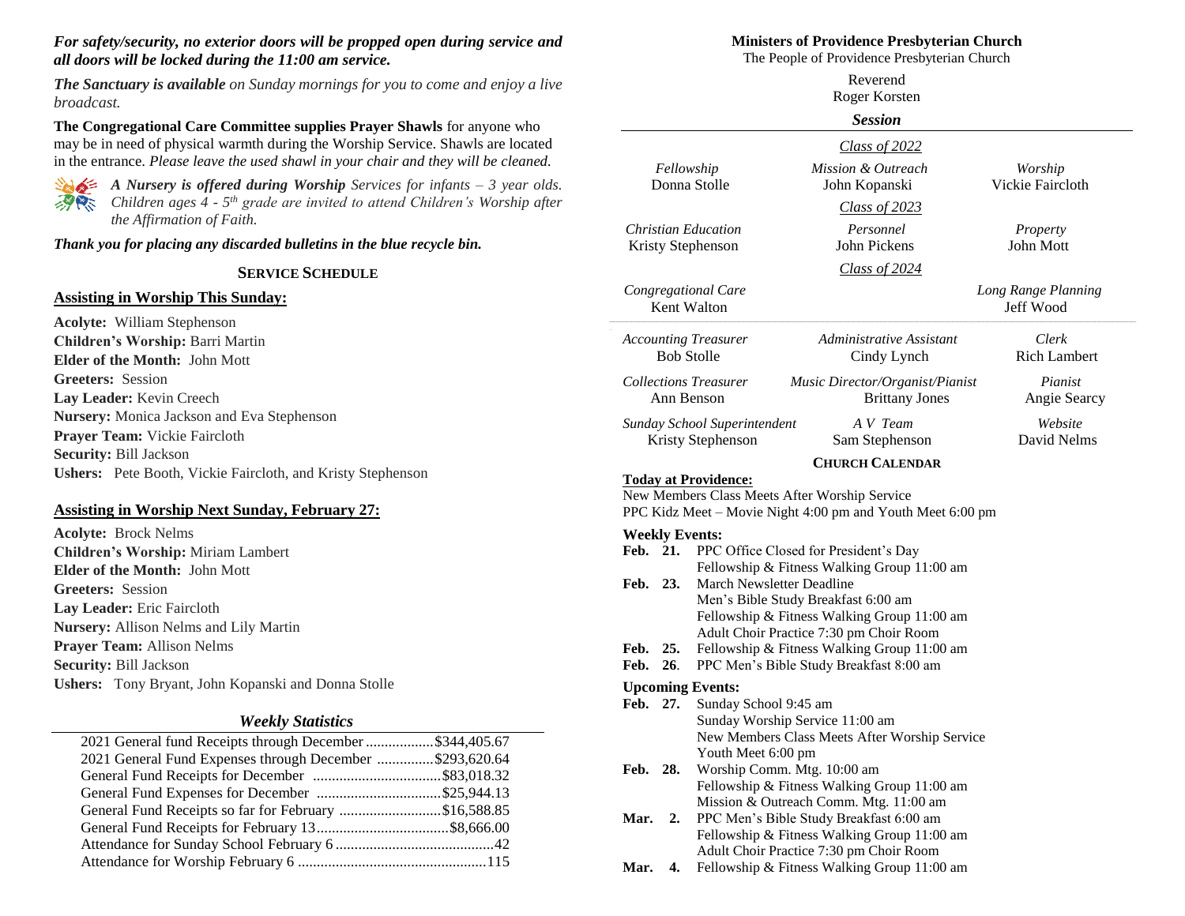***For safety/security, no exterior doors will be propped open during service and all doors will be locked during the 11:00 am service.***

***The Sanctuary is available*** *on Sunday mornings for you to come and enjoy a live broadcast.*

**The Congregational Care Committee supplies Prayer Shawls** for anyone who may be in need of physical warmth during the Worship Service. Shawls are located in the entrance. *Please leave the used shawl in your chair and they will be cleaned.*

***A Nursery is offered during Worship*** *Services for infants – 3 year olds. Children ages 4 - 5th grade are invited to attend Children's Worship after the Affirmation of Faith.*

***Thank you for placing any discarded bulletins in the blue recycle bin.***

## SERVICE SCHEDULE

### Assisting in Worship This Sunday:

**Acolyte:** William Stephenson
**Children's Worship:** Barri Martin
**Elder of the Month:** John Mott
**Greeters:** Session
**Lay Leader:** Kevin Creech
**Nursery:** Monica Jackson and Eva Stephenson
**Prayer Team:** Vickie Faircloth
**Security:** Bill Jackson
**Ushers:** Pete Booth, Vickie Faircloth, and Kristy Stephenson

### Assisting in Worship Next Sunday, February 27:

**Acolyte:** Brock Nelms
**Children's Worship:** Miriam Lambert
**Elder of the Month:** John Mott
**Greeters:** Session
**Lay Leader:** Eric Faircloth
**Nursery:** Allison Nelms and Lily Martin
**Prayer Team:** Allison Nelms
**Security:** Bill Jackson
**Ushers:** Tony Bryant, John Kopanski and Donna Stolle

### *Weekly Statistics*

| | |
|---|---|
| 2021 General fund Receipts through December | $344,405.67 |
| 2021 General Fund Expenses through December | $293,620.64 |
| General Fund Receipts for December | $83,018.32 |
| General Fund Expenses for December | $25,944.13 |
| General Fund Receipts so far for February | $16,588.85 |
| General Fund Receipts for February 13 | $8,666.00 |
| Attendance for Sunday School February 6 | 42 |
| Attendance for Worship February 6 | 115 |

## Ministers of Providence Presbyterian Church

The People of Providence Presbyterian Church

Reverend
Roger Korsten

### *Session*

*Class of 2022*

*Fellowship* – Donna Stolle
*Mission & Outreach* – John Kopanski
*Worship* – Vickie Faircloth

*Class of 2023*

*Christian Education* – Kristy Stephenson
*Personnel* – John Pickens
*Property* – John Mott

*Class of 2024*

*Congregational Care* – Kent Walton
*Long Range Planning* – Jeff Wood

*Accounting Treasurer* – Bob Stolle
*Administrative Assistant* – Cindy Lynch
*Clerk* – Rich Lambert
*Collections Treasurer* – Ann Benson
*Music Director/Organist/Pianist* – Brittany Jones
*Pianist* – Angie Searcy
*Sunday School Superintendent* – Kristy Stephenson
*A V Team* – Sam Stephenson
*Website* – David Nelms

## CHURCH CALENDAR

**Today at Providence:**
New Members Class Meets After Worship Service
PPC Kidz Meet – Movie Night 4:00 pm and Youth Meet 6:00 pm

**Weekly Events:**

**Feb. 21.** PPC Office Closed for President's Day
Fellowship & Fitness Walking Group 11:00 am
**Feb. 23.** March Newsletter Deadline
Men's Bible Study Breakfast 6:00 am
Fellowship & Fitness Walking Group 11:00 am
Adult Choir Practice 7:30 pm Choir Room
**Feb. 25.** Fellowship & Fitness Walking Group 11:00 am
**Feb. 26.** PPC Men's Bible Study Breakfast 8:00 am

**Upcoming Events:**

**Feb. 27.** Sunday School 9:45 am
Sunday Worship Service 11:00 am
New Members Class Meets After Worship Service
Youth Meet 6:00 pm
**Feb. 28.** Worship Comm. Mtg. 10:00 am
Fellowship & Fitness Walking Group 11:00 am
Mission & Outreach Comm. Mtg. 11:00 am
**Mar. 2.** PPC Men's Bible Study Breakfast 6:00 am
Fellowship & Fitness Walking Group 11:00 am
Adult Choir Practice 7:30 pm Choir Room
**Mar. 4.** Fellowship & Fitness Walking Group 11:00 am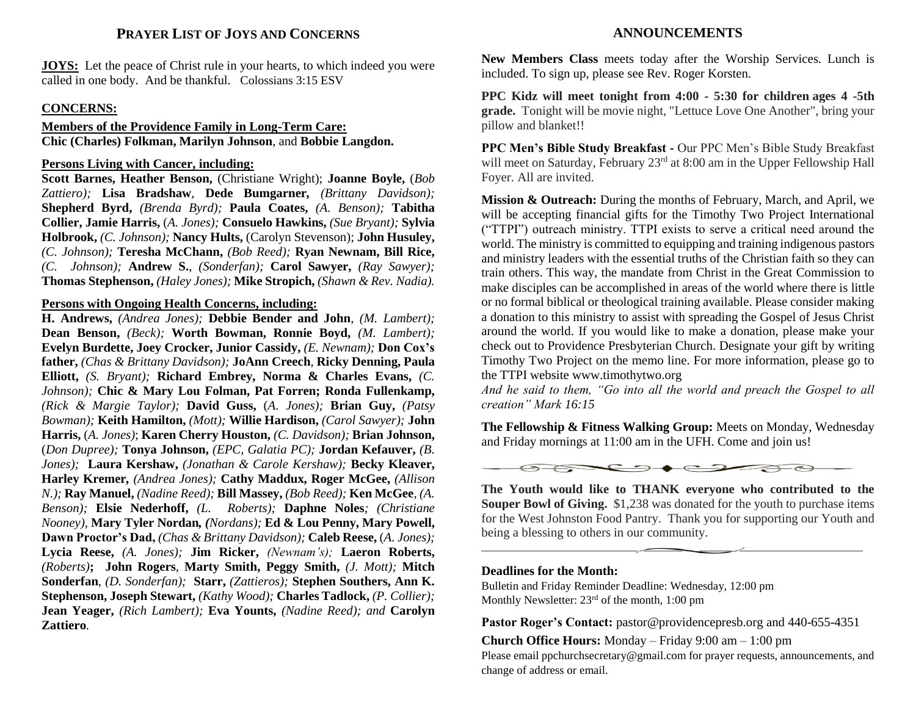## PRAYER LIST OF JOYS AND CONCERNS

**JOYS:** Let the peace of Christ rule in your hearts, to which indeed you were called in one body. And be thankful. Colossians 3:15 ESV

**CONCERNS:**

**Members of the Providence Family in Long-Term Care:**
**Chic (Charles) Folkman, Marilyn Johnson**, and **Bobbie Langdon.**

**Persons Living with Cancer, including:**
**Scott Barnes, Heather Benson,** (Christiane Wright); **Joanne Boyle,** (*Bob Zattiero);* **Lisa Bradshaw**, **Dede Bumgarner,** *(Brittany Davidson);* **Shepherd Byrd,** *(Brenda Byrd);* **Paula Coates,** *(A. Benson);* **Tabitha Collier, Jamie Harris,** (*A. Jones);* **Consuelo Hawkins,** *(Sue Bryant);* **Sylvia Holbrook,** *(C. Johnson);* **Nancy Hults,** (Carolyn Stevenson); **John Husuley,** *(C. Johnson);* **Teresha McChann,** *(Bob Reed);* **Ryan Newnam, Bill Rice,** *(C. Johnson);* **Andrew S.**, *(Sonderfan);* **Carol Sawyer,** *(Ray Sawyer);* **Thomas Stephenson,** *(Haley Jones);* **Mike Stropich,** *(Shawn & Rev. Nadia).*

**Persons with Ongoing Health Concerns, including:**
**H. Andrews,** *(Andrea Jones);* **Debbie Bender and John**, *(M. Lambert);* **Dean Benson,** *(Beck);* **Worth Bowman, Ronnie Boyd,** *(M. Lambert);* **Evelyn Burdette, Joey Crocker, Junior Cassidy,** *(E. Newnam);* **Don Cox's father,** *(Chas & Brittany Davidson);* **JoAnn Creech**, **Ricky Denning, Paula Elliott,** *(S. Bryant);* **Richard Embrey, Norma & Charles Evans,** *(C. Johnson);* **Chic & Mary Lou Folman, Pat Forren; Ronda Fullenkamp,** *(Rick & Margie Taylor);* **David Guss,** (*A. Jones);* **Brian Guy,** *(Patsy Bowman);* **Keith Hamilton,** *(Mott);* **Willie Hardison,** *(Carol Sawyer);* **John Harris,** (*A. Jones)*; **Karen Cherry Houston,** *(C. Davidson);* **Brian Johnson,** (*Don Dupree);* **Tonya Johnson,** *(EPC, Galatia PC);* **Jordan Kefauver,** *(B. Jones);* **Laura Kershaw,** *(Jonathan & Carole Kershaw);* **Becky Kleaver, Harley Kremer,** *(Andrea Jones);* **Cathy Maddux, Roger McGee,** *(Allison N.);* **Ray Manuel,** *(Nadine Reed);* **Bill Massey,** *(Bob Reed);* **Ken McGee**, *(A. Benson);* **Elsie Nederhoff,** *(L. Roberts);* **Daphne Noles***; (Christiane Nooney)*, **Mary Tyler Nordan,** *(Nordans);* **Ed & Lou Penny, Mary Powell, Dawn Proctor's Dad,** *(Chas & Brittany Davidson);* **Caleb Reese,** (*A. Jones);* **Lycia Reese,** *(A. Jones);* **Jim Ricker,** *(Newnam's);* **Laeron Roberts,** *(Roberts)***; John Rogers**, **Marty Smith, Peggy Smith,** *(J. Mott);* **Mitch Sonderfan**, *(D. Sonderfan);* **Starr,** *(Zattieros);* **Stephen Southers, Ann K. Stephenson, Joseph Stewart,** *(Kathy Wood);* **Charles Tadlock,** *(P. Collier);* **Jean Yeager,** *(Rich Lambert);* **Eva Younts,** *(Nadine Reed); and* **Carolyn Zattiero**.

## ANNOUNCEMENTS

**New Members Class** meets today after the Worship Services. Lunch is included. To sign up, please see Rev. Roger Korsten.

**PPC Kidz will meet tonight from 4:00 - 5:30 for children ages 4 -5th grade.** Tonight will be movie night, "Lettuce Love One Another", bring your pillow and blanket!!

**PPC Men's Bible Study Breakfast -** Our PPC Men's Bible Study Breakfast will meet on Saturday, February 23rd at 8:00 am in the Upper Fellowship Hall Foyer. All are invited.

**Mission & Outreach:** During the months of February, March, and April, we will be accepting financial gifts for the Timothy Two Project International ("TTPI") outreach ministry. TTPI exists to serve a critical need around the world. The ministry is committed to equipping and training indigenous pastors and ministry leaders with the essential truths of the Christian faith so they can train others. This way, the mandate from Christ in the Great Commission to make disciples can be accomplished in areas of the world where there is little or no formal biblical or theological training available. Please consider making a donation to this ministry to assist with spreading the Gospel of Jesus Christ around the world. If you would like to make a donation, please make your check out to Providence Presbyterian Church. Designate your gift by writing Timothy Two Project on the memo line. For more information, please go to the TTPI website www.timothytwo.org

*And he said to them, "Go into all the world and preach the Gospel to all creation" Mark 16:15*

**The Fellowship & Fitness Walking Group:** Meets on Monday, Wednesday and Friday mornings at 11:00 am in the UFH. Come and join us!

**The Youth would like to THANK everyone who contributed to the Souper Bowl of Giving.** $1,238 was donated for the youth to purchase items for the West Johnston Food Pantry. Thank you for supporting our Youth and being a blessing to others in our community.

**Deadlines for the Month:**
Bulletin and Friday Reminder Deadline: Wednesday, 12:00 pm
Monthly Newsletter: 23rd of the month, 1:00 pm

**Pastor Roger's Contact:** pastor@providencepresb.org and 440-655-4351

**Church Office Hours:** Monday – Friday 9:00 am – 1:00 pm
Please email ppchurchsecretary@gmail.com for prayer requests, announcements, and change of address or email.